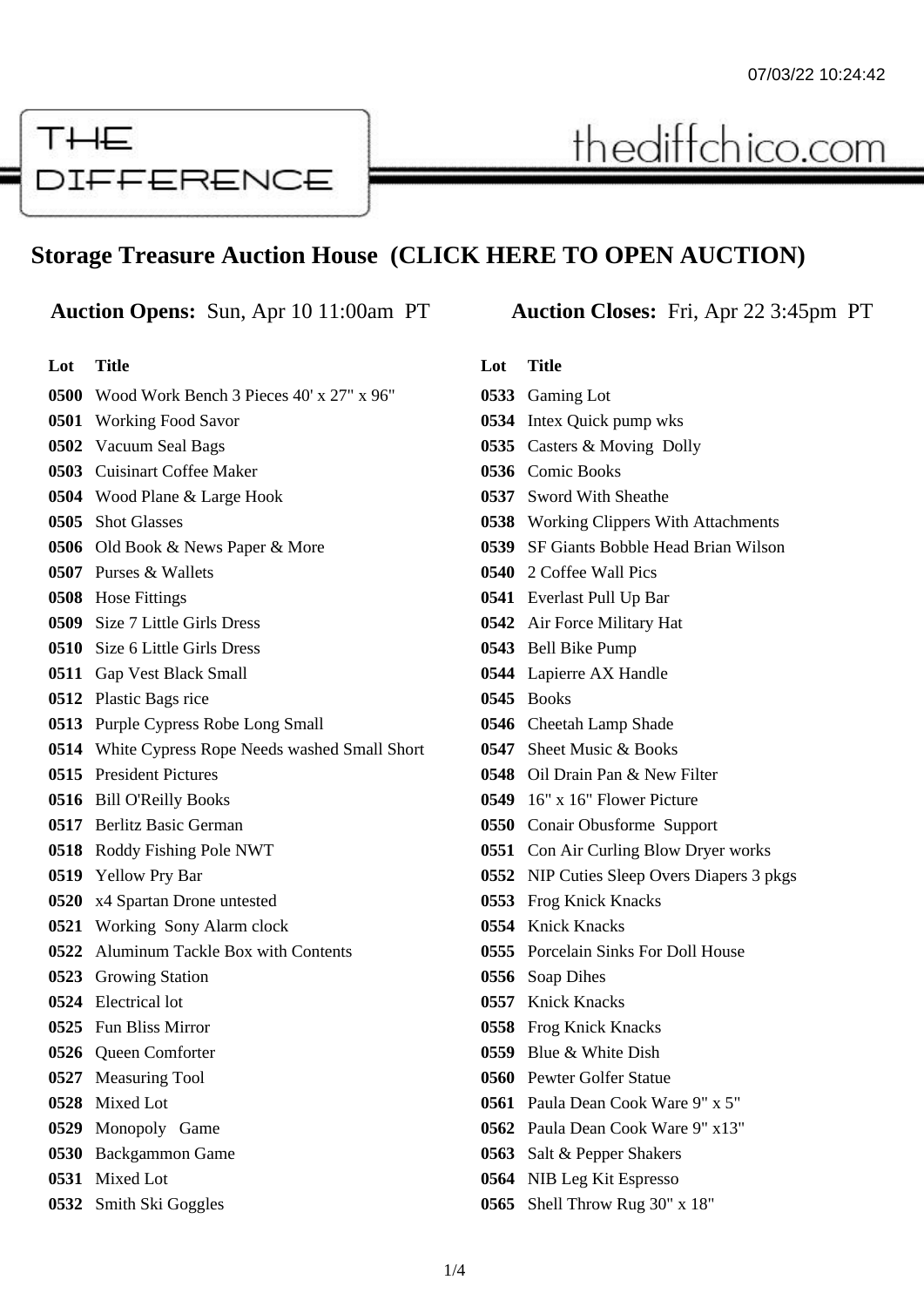THE DIFFERENCE

thediffchico.com

## Storage Treasure Auction House (CLICK HERE TO OPEN AUCTION)

**Auction Opens:** Sun, Apr 10 11:00am PT

**Auction Closes:** Fri, Apr 22 3:45pm PT

| Lot | Title |
| --- | --- |
| 0500 | Wood Work Bench 3 Pieces 40' x 27" x 96" |
| 0501 | Working Food Savor |
| 0502 | Vacuum Seal Bags |
| 0503 | Cuisinart Coffee Maker |
| 0504 | Wood Plane & Large Hook |
| 0505 | Shot Glasses |
| 0506 | Old Book & News Paper & More |
| 0507 | Purses & Wallets |
| 0508 | Hose Fittings |
| 0509 | Size 7 Little Girls Dress |
| 0510 | Size 6 Little Girls Dress |
| 0511 | Gap Vest Black Small |
| 0512 | Plastic Bags rice |
| 0513 | Purple Cypress Robe Long Small |
| 0514 | White Cypress Rope Needs washed Small Short |
| 0515 | President Pictures |
| 0516 | Bill O'Reilly Books |
| 0517 | Berlitz Basic German |
| 0518 | Roddy Fishing Pole NWT |
| 0519 | Yellow Pry Bar |
| 0520 | x4 Spartan Drone untested |
| 0521 | Working Sony Alarm clock |
| 0522 | Aluminum Tackle Box with Contents |
| 0523 | Growing Station |
| 0524 | Electrical lot |
| 0525 | Fun Bliss Mirror |
| 0526 | Queen Comforter |
| 0527 | Measuring Tool |
| 0528 | Mixed Lot |
| 0529 | Monopoly Game |
| 0530 | Backgammon Game |
| 0531 | Mixed Lot |
| 0532 | Smith Ski Goggles |
| 0533 | Gaming Lot |
| 0534 | Intex Quick pump wks |
| 0535 | Casters & Moving Dolly |
| 0536 | Comic Books |
| 0537 | Sword With Sheathe |
| 0538 | Working Clippers With Attachments |
| 0539 | SF Giants Bobble Head Brian Wilson |
| 0540 | 2 Coffee Wall Pics |
| 0541 | Everlast Pull Up Bar |
| 0542 | Air Force Military Hat |
| 0543 | Bell Bike Pump |
| 0544 | Lapierre AX Handle |
| 0545 | Books |
| 0546 | Cheetah Lamp Shade |
| 0547 | Sheet Music & Books |
| 0548 | Oil Drain Pan & New Filter |
| 0549 | 16" x 16" Flower Picture |
| 0550 | Conair Obusforme Support |
| 0551 | Con Air Curling Blow Dryer works |
| 0552 | NIP Cuties Sleep Overs Diapers 3 pkgs |
| 0553 | Frog Knick Knacks |
| 0554 | Knick Knacks |
| 0555 | Porcelain Sinks For Doll House |
| 0556 | Soap Dihes |
| 0557 | Knick Knacks |
| 0558 | Frog Knick Knacks |
| 0559 | Blue & White Dish |
| 0560 | Pewter Golfer Statue |
| 0561 | Paula Dean Cook Ware 9" x 5" |
| 0562 | Paula Dean Cook Ware 9" x13" |
| 0563 | Salt & Pepper Shakers |
| 0564 | NIB Leg Kit Espresso |
| 0565 | Shell Throw Rug 30" x 18" |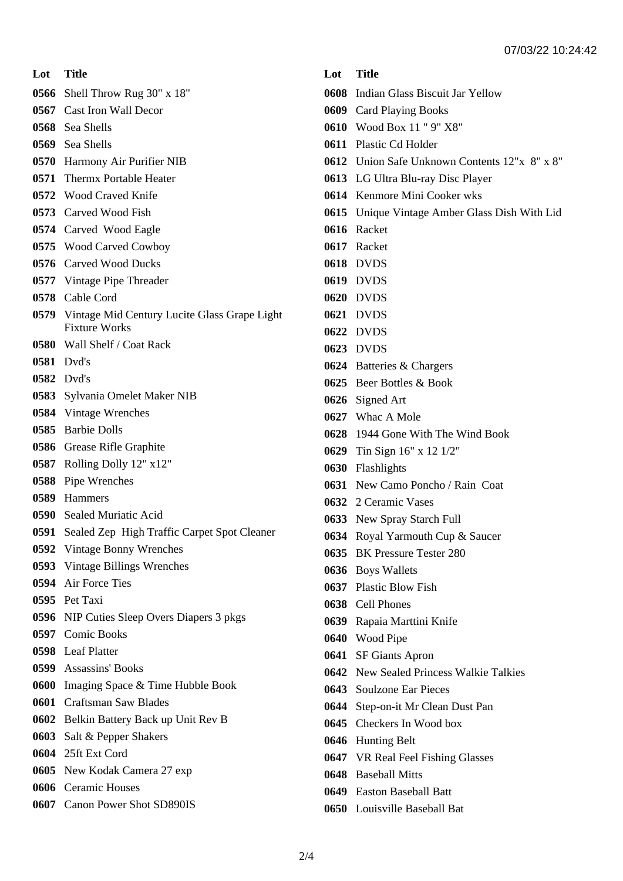| Lot | Title |
| --- | --- |
| 0566 | Shell Throw Rug 30" x 18" |
| 0567 | Cast Iron Wall Decor |
| 0568 | Sea Shells |
| 0569 | Sea Shells |
| 0570 | Harmony Air Purifier NIB |
| 0571 | Thermx Portable Heater |
| 0572 | Wood Craved Knife |
| 0573 | Carved Wood Fish |
| 0574 | Carved Wood Eagle |
| 0575 | Wood Carved Cowboy |
| 0576 | Carved Wood Ducks |
| 0577 | Vintage Pipe Threader |
| 0578 | Cable Cord |
| 0579 | Vintage Mid Century Lucite Glass Grape Light Fixture Works |
| 0580 | Wall Shelf / Coat Rack |
| 0581 | Dvd's |
| 0582 | Dvd's |
| 0583 | Sylvania Omelet Maker NIB |
| 0584 | Vintage Wrenches |
| 0585 | Barbie Dolls |
| 0586 | Grease Rifle Graphite |
| 0587 | Rolling Dolly 12" x12" |
| 0588 | Pipe Wrenches |
| 0589 | Hammers |
| 0590 | Sealed Muriatic Acid |
| 0591 | Sealed Zep High Traffic Carpet Spot Cleaner |
| 0592 | Vintage Bonny Wrenches |
| 0593 | Vintage Billings Wrenches |
| 0594 | Air Force Ties |
| 0595 | Pet Taxi |
| 0596 | NIP Cuties Sleep Overs Diapers 3 pkgs |
| 0597 | Comic Books |
| 0598 | Leaf Platter |
| 0599 | Assassins' Books |
| 0600 | Imaging Space & Time Hubble Book |
| 0601 | Craftsman Saw Blades |
| 0602 | Belkin Battery Back up Unit Rev B |
| 0603 | Salt & Pepper Shakers |
| 0604 | 25ft Ext Cord |
| 0605 | New Kodak Camera 27 exp |
| 0606 | Ceramic Houses |
| 0607 | Canon Power Shot SD890IS |
| 0608 | Indian Glass Biscuit Jar Yellow |
| 0609 | Card Playing Books |
| 0610 | Wood Box 11 " 9" X8" |
| 0611 | Plastic Cd Holder |
| 0612 | Union Safe Unknown Contents 12"x 8" x 8" |
| 0613 | LG Ultra Blu-ray Disc Player |
| 0614 | Kenmore Mini Cooker wks |
| 0615 | Unique Vintage Amber Glass Dish With Lid |
| 0616 | Racket |
| 0617 | Racket |
| 0618 | DVDS |
| 0619 | DVDS |
| 0620 | DVDS |
| 0621 | DVDS |
| 0622 | DVDS |
| 0623 | DVDS |
| 0624 | Batteries & Chargers |
| 0625 | Beer Bottles & Book |
| 0626 | Signed Art |
| 0627 | Whac A Mole |
| 0628 | 1944 Gone With The Wind Book |
| 0629 | Tin Sign 16" x 12 1/2" |
| 0630 | Flashlights |
| 0631 | New Camo Poncho / Rain Coat |
| 0632 | 2 Ceramic Vases |
| 0633 | New Spray Starch Full |
| 0634 | Royal Yarmouth Cup & Saucer |
| 0635 | BK Pressure Tester 280 |
| 0636 | Boys Wallets |
| 0637 | Plastic Blow Fish |
| 0638 | Cell Phones |
| 0639 | Rapaia Marttini Knife |
| 0640 | Wood Pipe |
| 0641 | SF Giants Apron |
| 0642 | New Sealed Princess Walkie Talkies |
| 0643 | Soulzone Ear Pieces |
| 0644 | Step-on-it Mr Clean Dust Pan |
| 0645 | Checkers In Wood box |
| 0646 | Hunting Belt |
| 0647 | VR Real Feel Fishing Glasses |
| 0648 | Baseball Mitts |
| 0649 | Easton Baseball Batt |
| 0650 | Louisville Baseball Bat |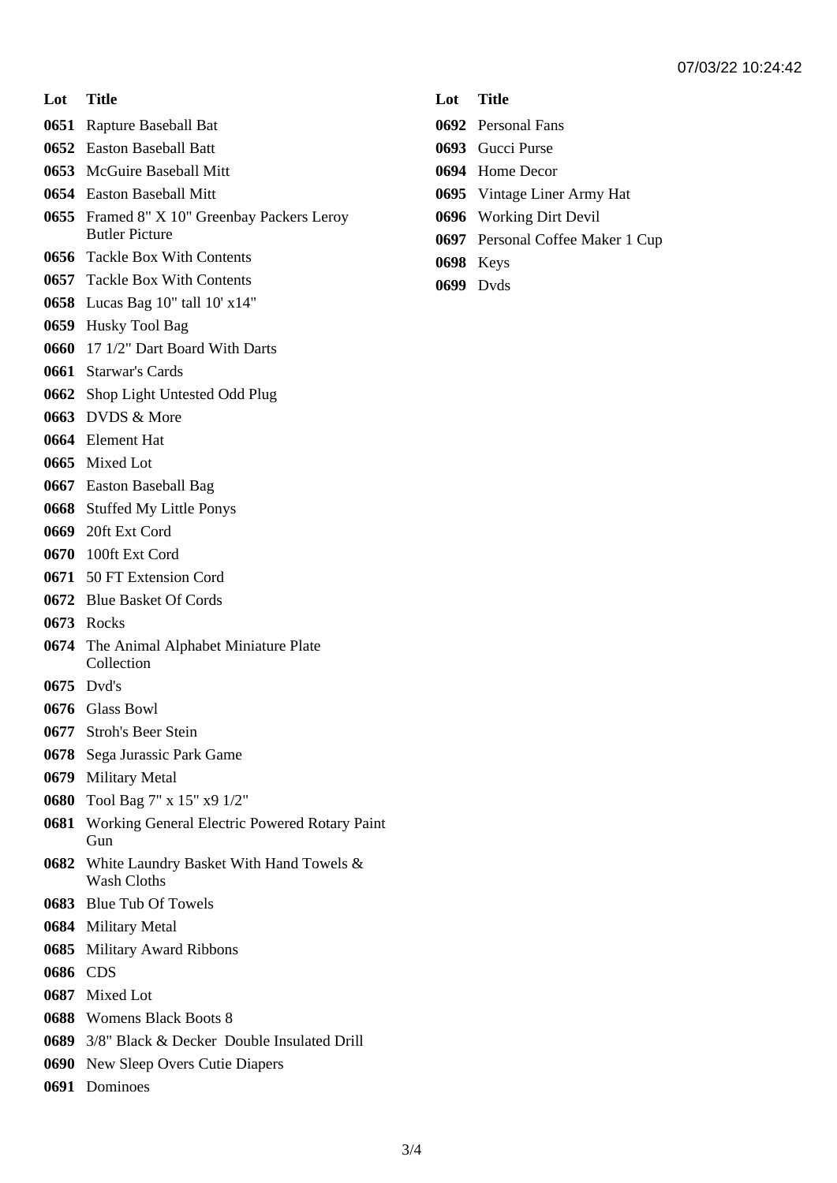| Lot | Title |
|---|---|
| 0651 | Rapture Baseball Bat |
| 0652 | Easton Baseball Batt |
| 0653 | McGuire Baseball Mitt |
| 0654 | Easton Baseball Mitt |
| 0655 | Framed 8" X 10" Greenbay Packers Leroy Butler Picture |
| 0656 | Tackle Box With Contents |
| 0657 | Tackle Box With Contents |
| 0658 | Lucas Bag 10" tall 10' x14" |
| 0659 | Husky Tool Bag |
| 0660 | 17 1/2" Dart Board With Darts |
| 0661 | Starwar's Cards |
| 0662 | Shop Light Untested Odd Plug |
| 0663 | DVDS & More |
| 0664 | Element Hat |
| 0665 | Mixed Lot |
| 0667 | Easton Baseball Bag |
| 0668 | Stuffed My Little Ponys |
| 0669 | 20ft Ext Cord |
| 0670 | 100ft Ext Cord |
| 0671 | 50 FT Extension Cord |
| 0672 | Blue Basket Of Cords |
| 0673 | Rocks |
| 0674 | The Animal Alphabet Miniature Plate Collection |
| 0675 | Dvd's |
| 0676 | Glass Bowl |
| 0677 | Stroh's Beer Stein |
| 0678 | Sega Jurassic Park Game |
| 0679 | Military Metal |
| 0680 | Tool Bag 7" x 15" x9 1/2" |
| 0681 | Working General Electric Powered Rotary Paint Gun |
| 0682 | White Laundry Basket With Hand Towels & Wash Cloths |
| 0683 | Blue Tub Of Towels |
| 0684 | Military Metal |
| 0685 | Military Award Ribbons |
| 0686 | CDS |
| 0687 | Mixed Lot |
| 0688 | Womens Black Boots 8 |
| 0689 | 3/8" Black & Decker Double Insulated Drill |
| 0690 | New Sleep Overs Cutie Diapers |
| 0691 | Dominoes |
| 0692 | Personal Fans |
| 0693 | Gucci Purse |
| 0694 | Home Decor |
| 0695 | Vintage Liner Army Hat |
| 0696 | Working Dirt Devil |
| 0697 | Personal Coffee Maker 1 Cup |
| 0698 | Keys |
| 0699 | Dvds |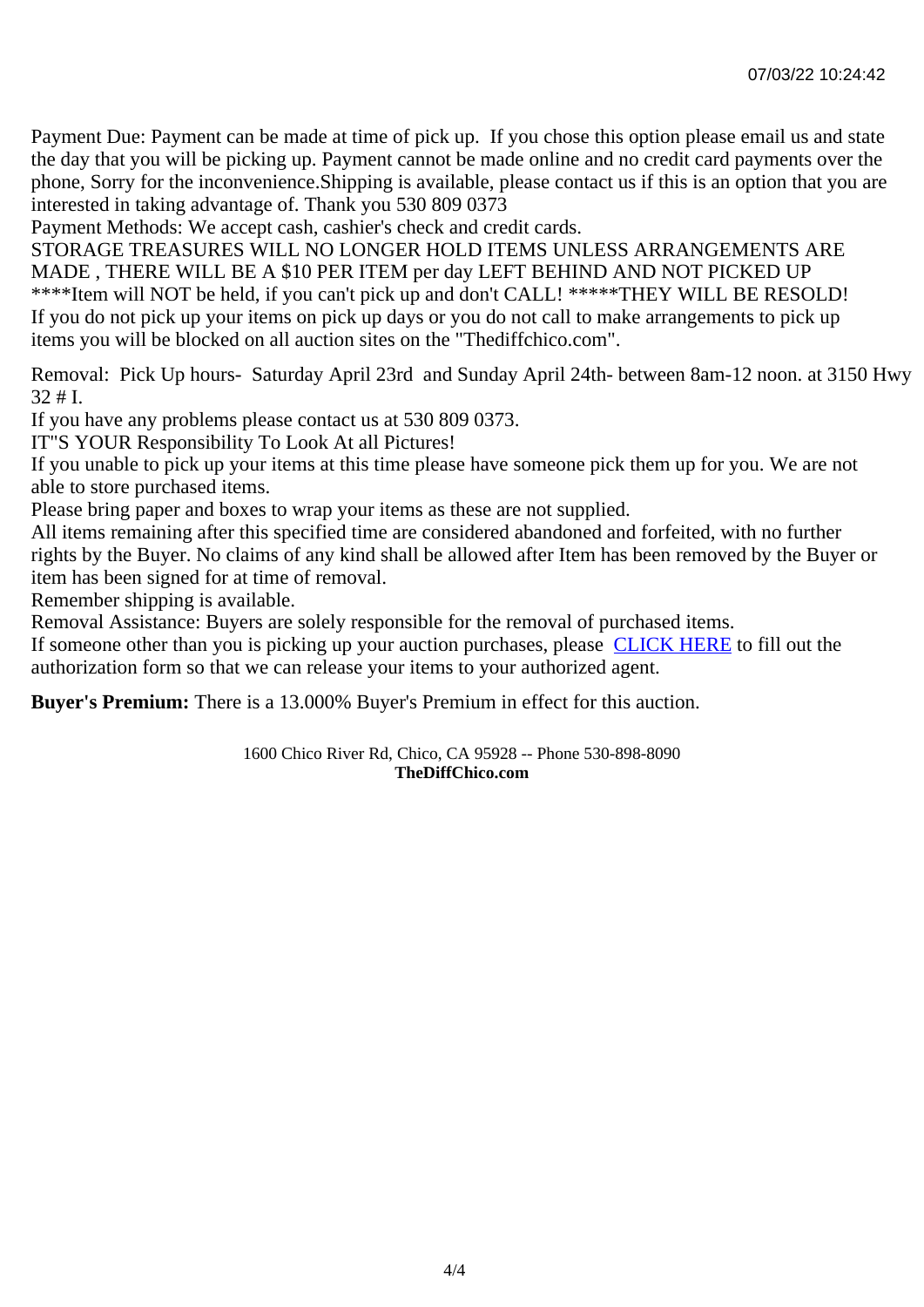Payment Due: Payment can be made at time of pick up. If you chose this option please email us and state the day that you will be picking up. Payment cannot be made online and no credit card payments over the phone, Sorry for the inconvenience.Shipping is available, please contact us if this is an option that you are interested in taking advantage of. Thank you 530 809 0373
Payment Methods: We accept cash, cashier's check and credit cards.
STORAGE TREASURES WILL NO LONGER HOLD ITEMS UNLESS ARRANGEMENTS ARE MADE , THERE WILL BE A $10 PER ITEM per day LEFT BEHIND AND NOT PICKED UP ****Item will NOT be held, if you can't pick up and don't CALL! *****THEY WILL BE RESOLD! If you do not pick up your items on pick up days or you do not call to make arrangements to pick up items you will be blocked on all auction sites on the "Thediffchico.com".

Removal: Pick Up hours- Saturday April 23rd and Sunday April 24th- between 8am-12 noon. at 3150 Hwy 32 # I.
If you have any problems please contact us at 530 809 0373.
IT"S YOUR Responsibility To Look At all Pictures!
If you unable to pick up your items at this time please have someone pick them up for you. We are not able to store purchased items.
Please bring paper and boxes to wrap your items as these are not supplied.
All items remaining after this specified time are considered abandoned and forfeited, with no further rights by the Buyer. No claims of any kind shall be allowed after Item has been removed by the Buyer or item has been signed for at time of removal.
Remember shipping is available.
Removal Assistance: Buyers are solely responsible for the removal of purchased items.
If someone other than you is picking up your auction purchases, please CLICK HERE to fill out the authorization form so that we can release your items to your authorized agent.

**Buyer's Premium:** There is a 13.000% Buyer's Premium in effect for this auction.

1600 Chico River Rd, Chico, CA 95928 -- Phone 530-898-8090
**TheDiffChico.com**